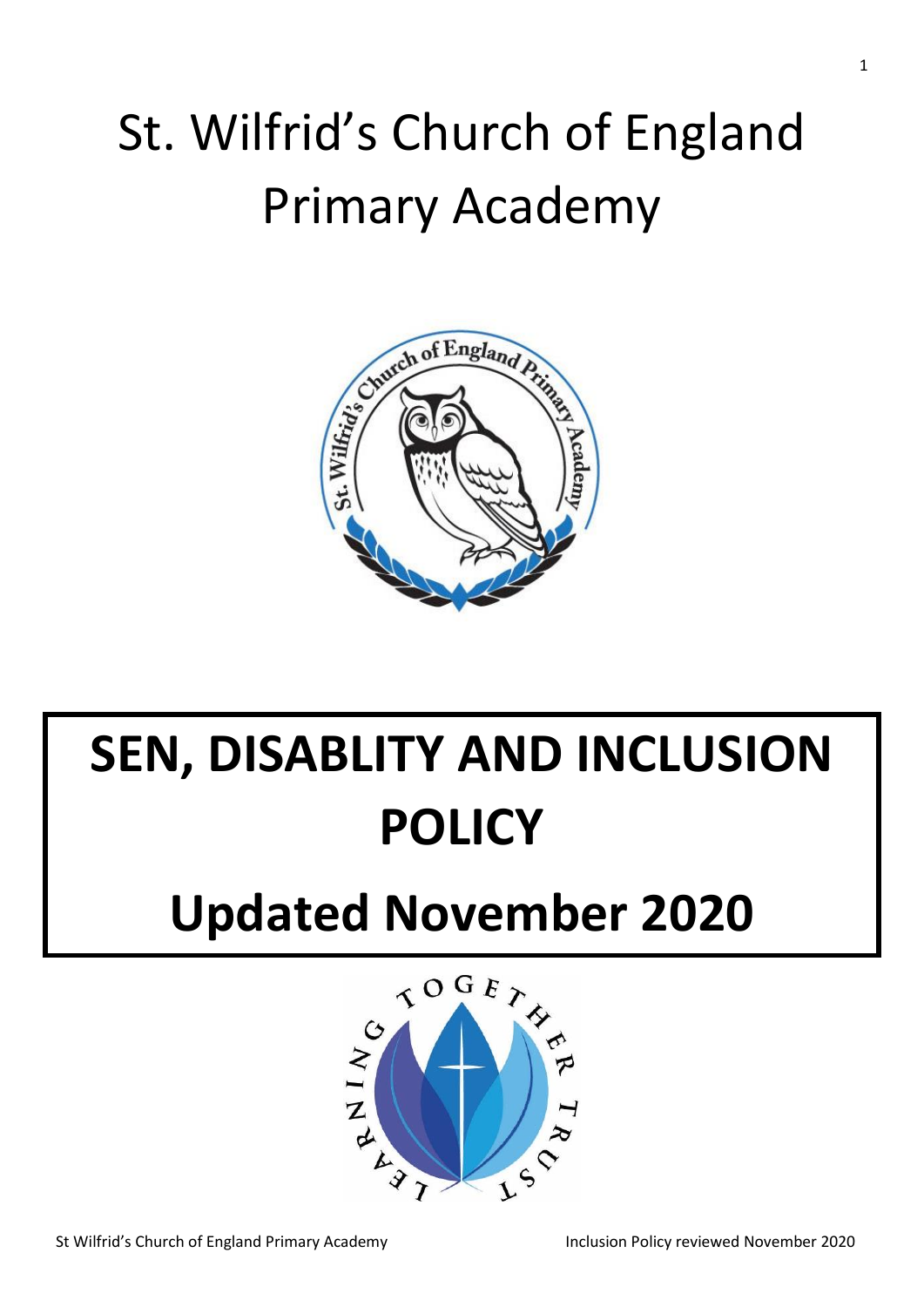# St. Wilfrid's Church of England Primary Academy

# SEN, DISABLITY AND INCLUSION POLICY

# Updated November 2020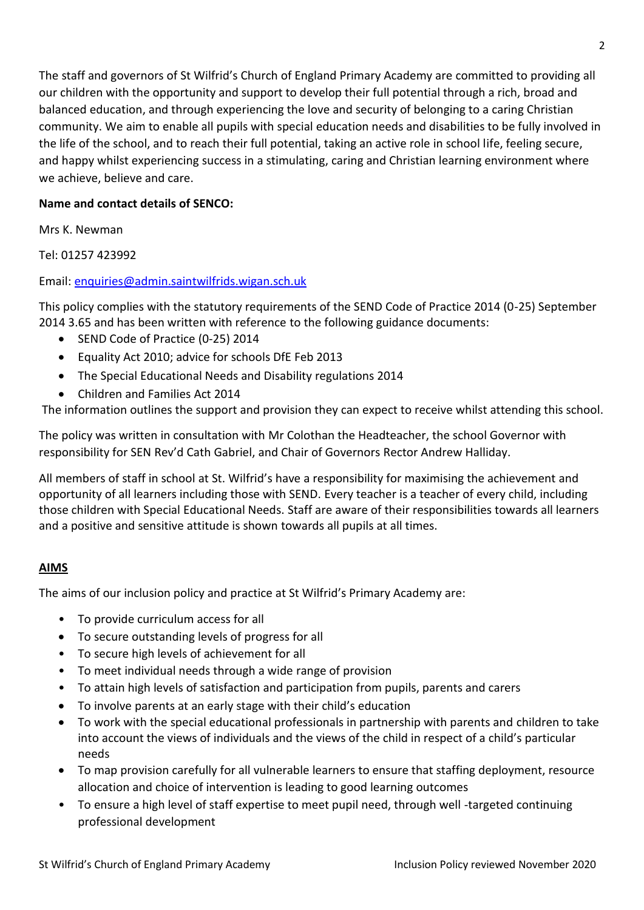The staff and governors of St Wilfrid's Church of England Primary Academy are committed to providing all our children with the opportunity and support to develop their full potential through a rich, broad and balanced education, and through experiencing the love and security of belonging to a caring Christian community. We aim to enable all pupils with special education needs and disabilities to be fully involved in the life of the school, and to reach their full potential, taking an active role in school life, feeling secure, and happy whilst experiencing success in a stimulating, caring and Christian learning environment where we achieve, believe and care.

**Name and contact details of SENCO:**

Mrs K. Newman

Tel: 01257 423992

Email: [enquiries@admin.saintwilfrids.wigan.sch.uk](mailto:enquiries@admin.saintwilfrids.wigan.sch.uk)

This policy complies with the statutory requirements of the SEND Code of Practice 2014 (0-25) September 2014 3.65 and has been written with reference to the following guidance documents:

- SEND Code of Practice (0-25) 2014
- Equality Act 2010; advice for schools DfE Feb 2013
- The Special Educational Needs and Disability regulations 2014
- Children and Families Act 2014

The information outlines the support and provision they can expect to receive whilst attending this school.

The policy was written in consultation with Mr Colothan the Headteacher, the school Governor with responsibility for SEN Rev'd Cath Gabriel, and Chair of Governors Rector Andrew Halliday.

All members of staff in school at St. Wilfrid's have a responsibility for maximising the achievement and opportunity of all learners including those with SEND. Every teacher is a teacher of every child, including those children with Special Educational Needs. Staff are aware of their responsibilities towards all learners and a positive and sensitive attitude is shown towards all pupils at all times.

## AIMS

The aims of our inclusion policy and practice at St Wilfrid's Primary Academy are:

- To provide curriculum access for all
- To secure outstanding levels of progress for all
- To secure high levels of achievement for all
- To meet individual needs through a wide range of provision
- To attain high levels of satisfaction and participation from pupils, parents and carers
- To involve parents at an early stage with their child's education
- To work with the special educational professionals in partnership with parents and children to take into account the views of individuals and the views of the child in respect of a child's particular needs
- To map provision carefully for all vulnerable learners to ensure that staffing deployment, resource allocation and choice of intervention is leading to good learning outcomes
- To ensure a high level of staff expertise to meet pupil need, through well -targeted continuing professional development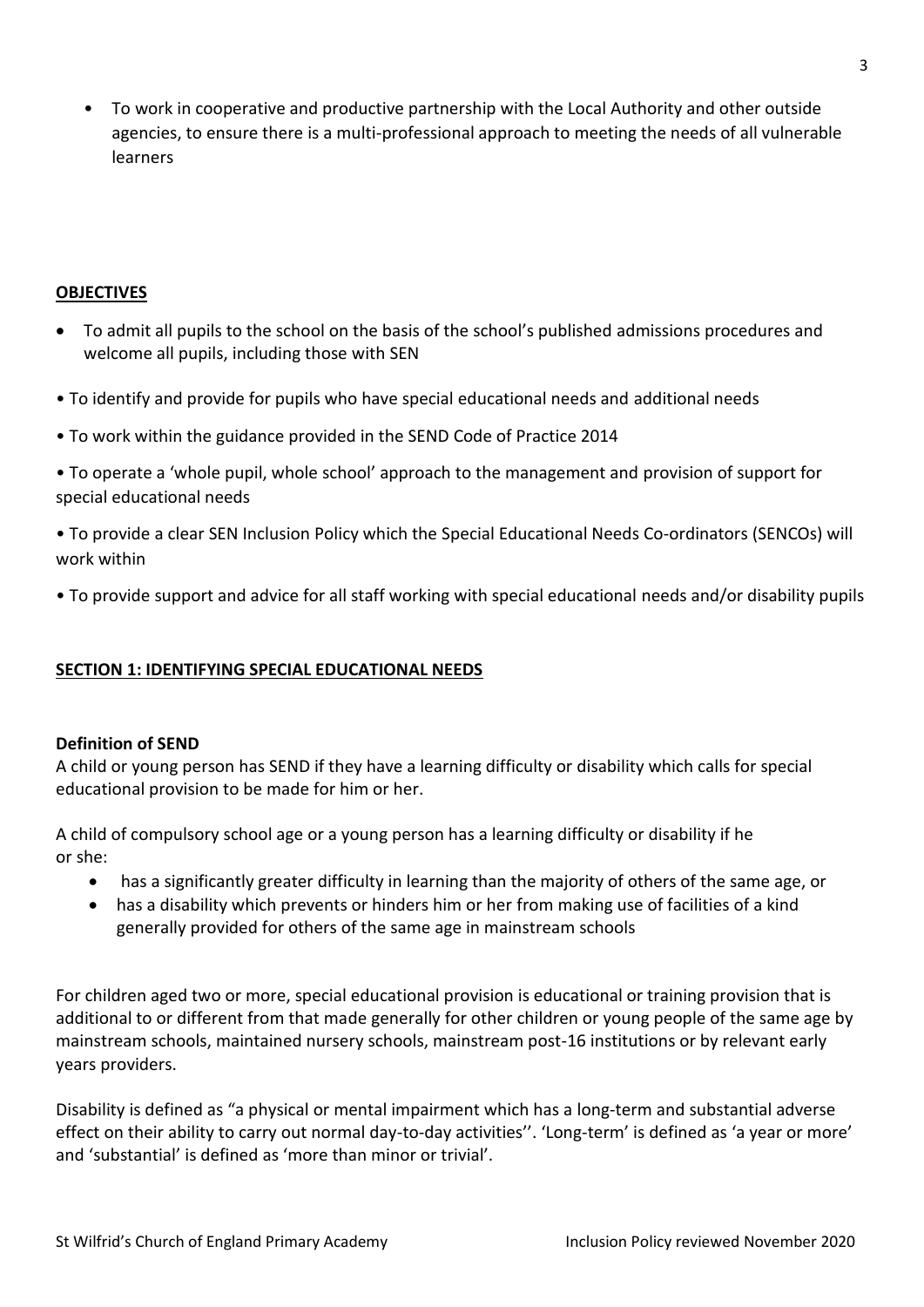- To work in cooperative and productive partnership with the Local Authority and other outside agencies, to ensure there is a multi-professional approach to meeting the needs of all vulnerable learners

## OBJECTIVES

- To admit all pupils to the school on the basis of the school's published admissions procedures and welcome all pupils, including those with SEN
- To identify and provide for pupils who have special educational needs and additional needs
- To work within the guidance provided in the SEND Code of Practice 2014
- To operate a 'whole pupil, whole school' approach to the management and provision of support for special educational needs
- To provide a clear SEN Inclusion Policy which the Special Educational Needs Co-ordinators (SENCOs) will work within
- To provide support and advice for all staff working with special educational needs and/or disability pupils

## SECTION 1: IDENTIFYING SPECIAL EDUCATIONAL NEEDS

**Definition of SEND**

A child or young person has SEND if they have a learning difficulty or disability which calls for special educational provision to be made for him or her.

A child of compulsory school age or a young person has a learning difficulty or disability if he or she:

- has a significantly greater difficulty in learning than the majority of others of the same age, or
- has a disability which prevents or hinders him or her from making use of facilities of a kind generally provided for others of the same age in mainstream schools

For children aged two or more, special educational provision is educational or training provision that is additional to or different from that made generally for other children or young people of the same age by mainstream schools, maintained nursery schools, mainstream post-16 institutions or by relevant early years providers.

Disability is defined as "a physical or mental impairment which has a long-term and substantial adverse effect on their ability to carry out normal day-to-day activities''. 'Long-term' is defined as 'a year or more' and 'substantial' is defined as 'more than minor or trivial'.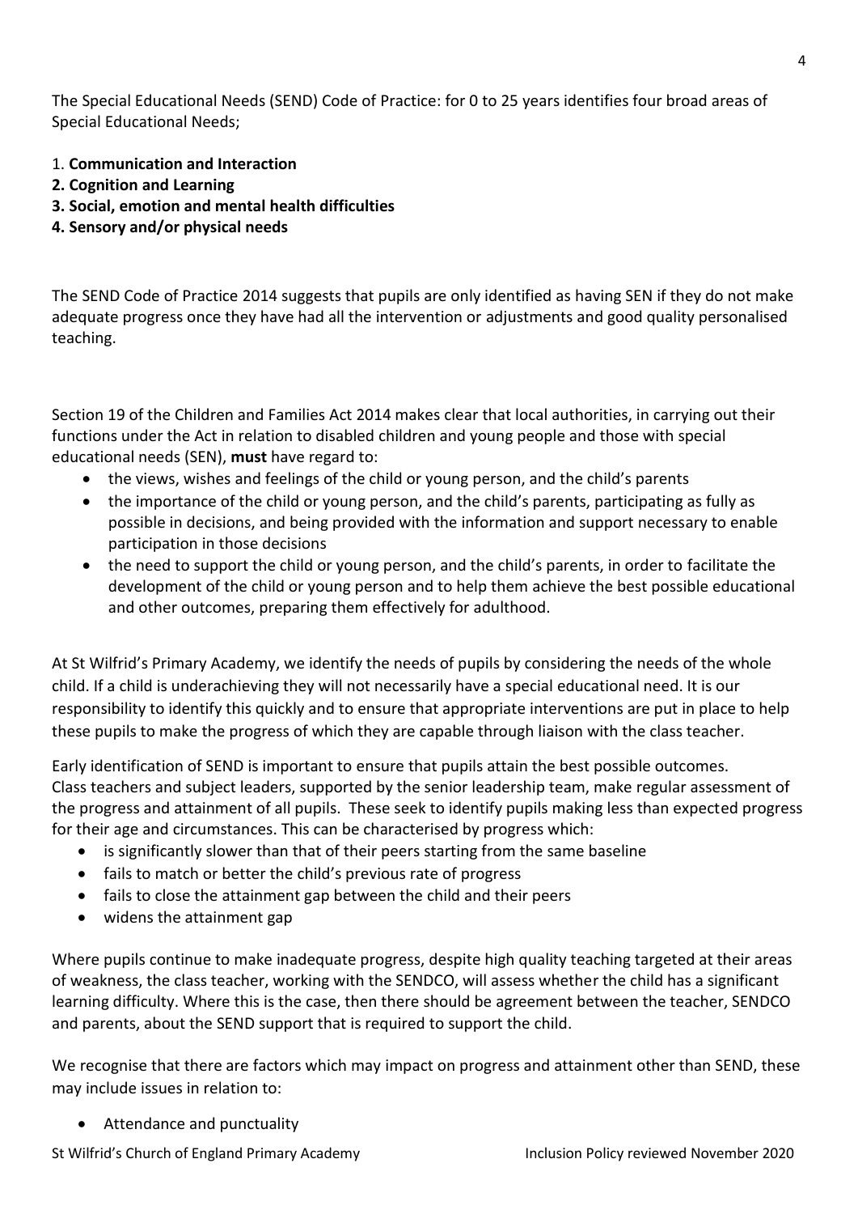The Special Educational Needs (SEND) Code of Practice: for 0 to 25 years identifies four broad areas of Special Educational Needs;

1. **Communication and Interaction**
2. **Cognition and Learning**
3. **Social, emotion and mental health difficulties**
4. **Sensory and/or physical needs**

The SEND Code of Practice 2014 suggests that pupils are only identified as having SEN if they do not make adequate progress once they have had all the intervention or adjustments and good quality personalised teaching.

Section 19 of the Children and Families Act 2014 makes clear that local authorities, in carrying out their functions under the Act in relation to disabled children and young people and those with special educational needs (SEN), **must** have regard to:

- the views, wishes and feelings of the child or young person, and the child's parents
- the importance of the child or young person, and the child's parents, participating as fully as possible in decisions, and being provided with the information and support necessary to enable participation in those decisions
- the need to support the child or young person, and the child's parents, in order to facilitate the development of the child or young person and to help them achieve the best possible educational and other outcomes, preparing them effectively for adulthood.

At St Wilfrid's Primary Academy, we identify the needs of pupils by considering the needs of the whole child. If a child is underachieving they will not necessarily have a special educational need. It is our responsibility to identify this quickly and to ensure that appropriate interventions are put in place to help these pupils to make the progress of which they are capable through liaison with the class teacher.

Early identification of SEND is important to ensure that pupils attain the best possible outcomes. Class teachers and subject leaders, supported by the senior leadership team, make regular assessment of the progress and attainment of all pupils. These seek to identify pupils making less than expected progress for their age and circumstances. This can be characterised by progress which:

- is significantly slower than that of their peers starting from the same baseline
- fails to match or better the child's previous rate of progress
- fails to close the attainment gap between the child and their peers
- widens the attainment gap

Where pupils continue to make inadequate progress, despite high quality teaching targeted at their areas of weakness, the class teacher, working with the SENDCO, will assess whether the child has a significant learning difficulty. Where this is the case, then there should be agreement between the teacher, SENDCO and parents, about the SEND support that is required to support the child.

We recognise that there are factors which may impact on progress and attainment other than SEND, these may include issues in relation to:

- Attendance and punctuality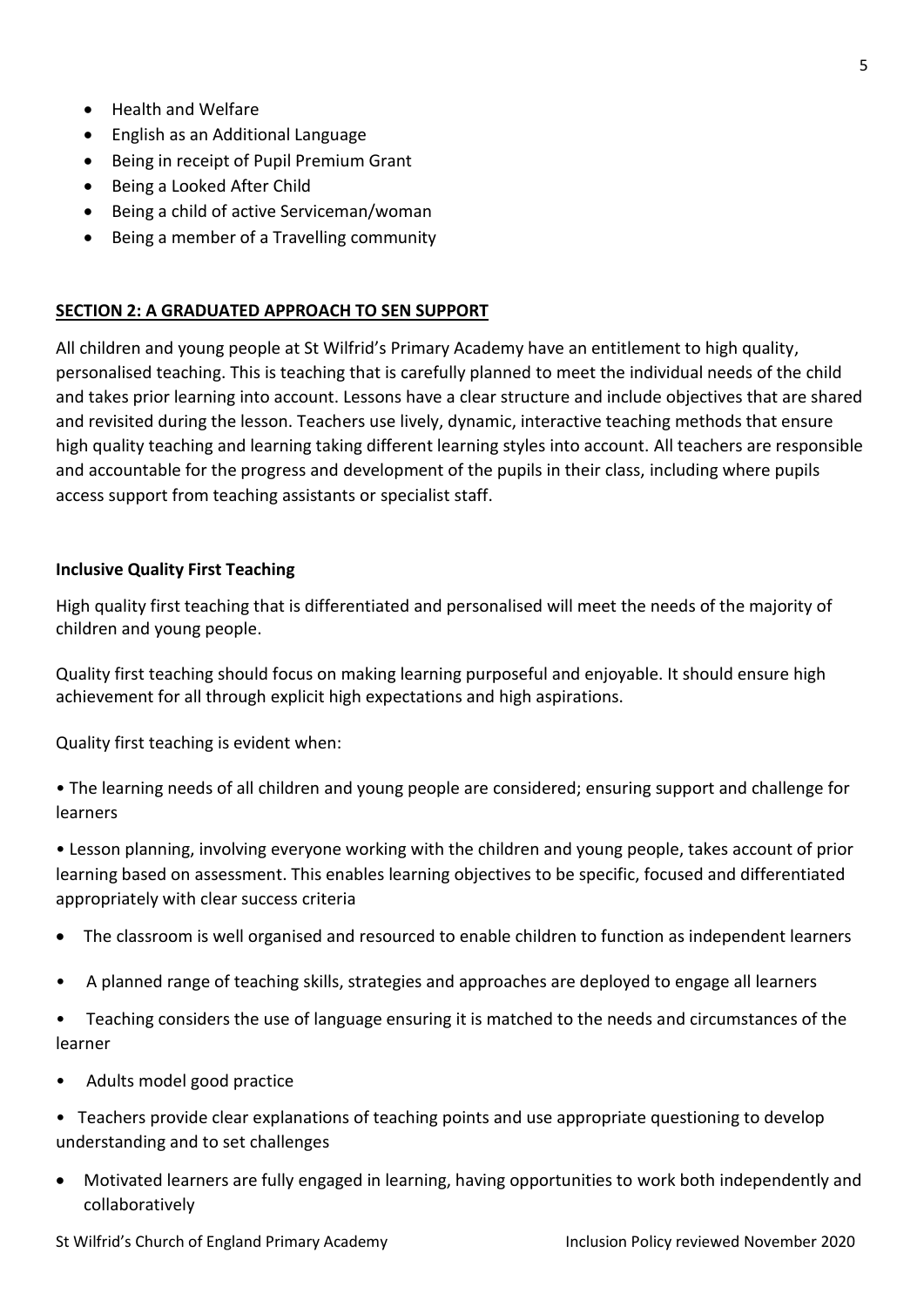- Health and Welfare
- English as an Additional Language
- Being in receipt of Pupil Premium Grant
- Being a Looked After Child
- Being a child of active Serviceman/woman
- Being a member of a Travelling community

## SECTION 2: A GRADUATED APPROACH TO SEN SUPPORT

All children and young people at St Wilfrid's Primary Academy have an entitlement to high quality, personalised teaching. This is teaching that is carefully planned to meet the individual needs of the child and takes prior learning into account. Lessons have a clear structure and include objectives that are shared and revisited during the lesson. Teachers use lively, dynamic, interactive teaching methods that ensure high quality teaching and learning taking different learning styles into account. All teachers are responsible and accountable for the progress and development of the pupils in their class, including where pupils access support from teaching assistants or specialist staff.

### Inclusive Quality First Teaching

High quality first teaching that is differentiated and personalised will meet the needs of the majority of children and young people.

Quality first teaching should focus on making learning purposeful and enjoyable. It should ensure high achievement for all through explicit high expectations and high aspirations.

Quality first teaching is evident when:

- The learning needs of all children and young people are considered; ensuring support and challenge for learners
- Lesson planning, involving everyone working with the children and young people, takes account of prior learning based on assessment. This enables learning objectives to be specific, focused and differentiated appropriately with clear success criteria
- The classroom is well organised and resourced to enable children to function as independent learners
- A planned range of teaching skills, strategies and approaches are deployed to engage all learners
- Teaching considers the use of language ensuring it is matched to the needs and circumstances of the learner
- Adults model good practice
- Teachers provide clear explanations of teaching points and use appropriate questioning to develop understanding and to set challenges
- Motivated learners are fully engaged in learning, having opportunities to work both independently and collaboratively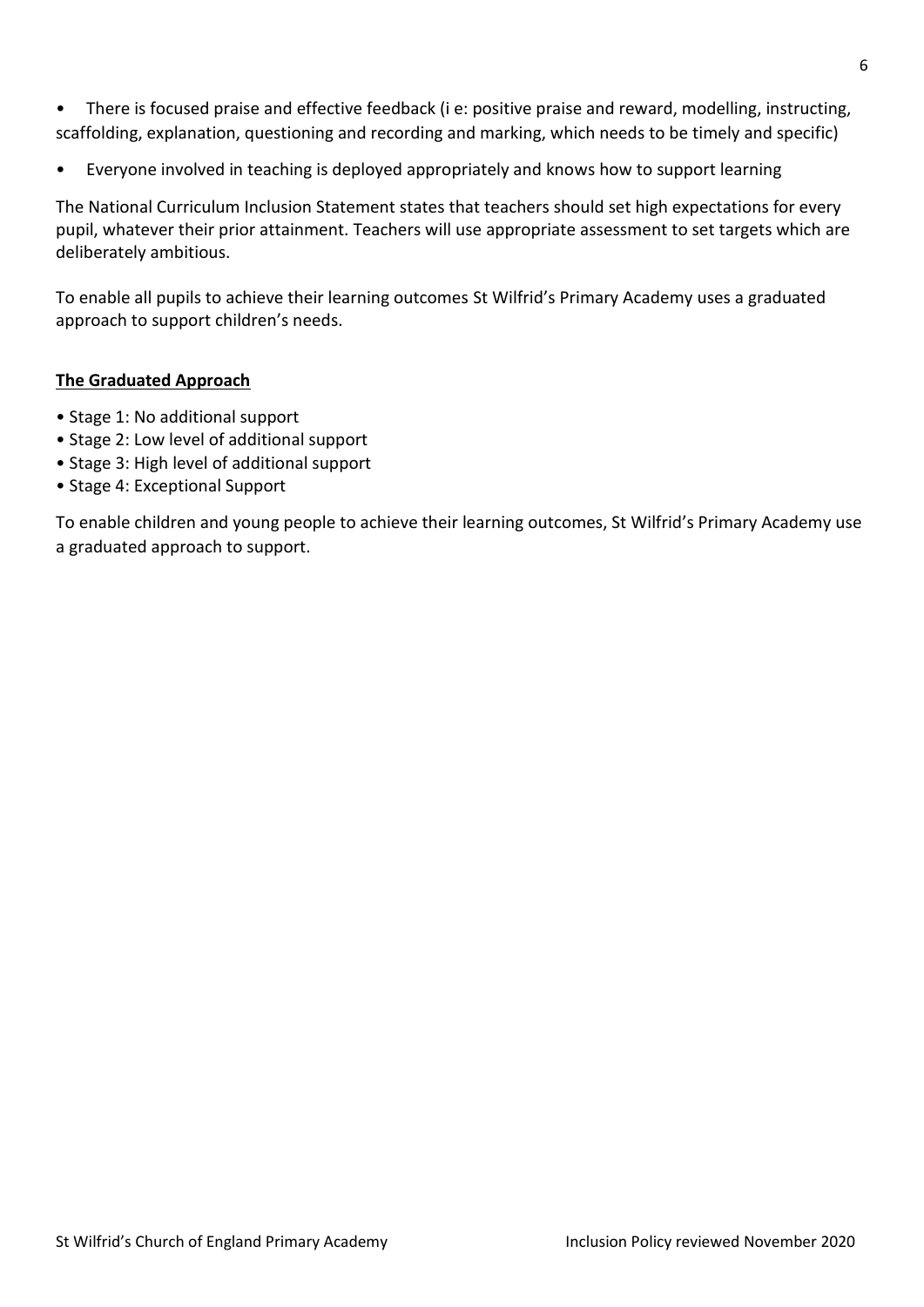- There is focused praise and effective feedback (i e: positive praise and reward, modelling, instructing, scaffolding, explanation, questioning and recording and marking, which needs to be timely and specific)
- Everyone involved in teaching is deployed appropriately and knows how to support learning

The National Curriculum Inclusion Statement states that teachers should set high expectations for every pupil, whatever their prior attainment. Teachers will use appropriate assessment to set targets which are deliberately ambitious.

To enable all pupils to achieve their learning outcomes St Wilfrid's Primary Academy uses a graduated approach to support children's needs.

**The Graduated Approach**

- Stage 1: No additional support
- Stage 2: Low level of additional support
- Stage 3: High level of additional support
- Stage 4: Exceptional Support

To enable children and young people to achieve their learning outcomes, St Wilfrid's Primary Academy use a graduated approach to support.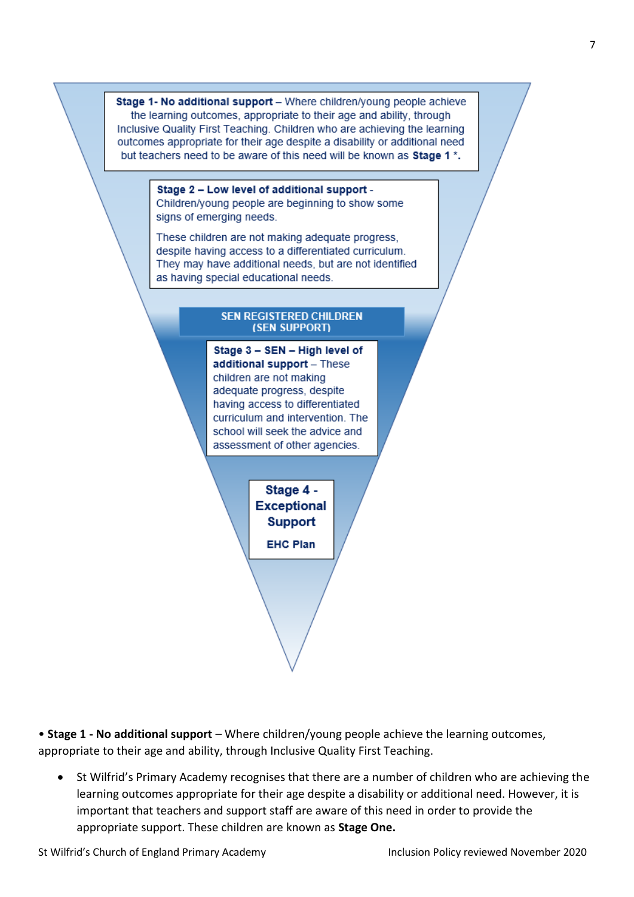**Stage 1- No additional support** – Where children/young people achieve the learning outcomes, appropriate to their age and ability, through Inclusive Quality First Teaching. Children who are achieving the learning outcomes appropriate for their age despite a disability or additional need but teachers need to be aware of this need will be known as **Stage 1 *.**

**Stage 2 – Low level of additional support** - Children/young people are beginning to show some signs of emerging needs.

These children are not making adequate progress, despite having access to a differentiated curriculum. They may have additional needs, but are not identified as having special educational needs.

**SEN REGISTERED CHILDREN (SEN SUPPORT)**

**Stage 3 – SEN – High level of additional support** – These children are not making adequate progress, despite having access to differentiated curriculum and intervention. The school will seek the advice and assessment of other agencies.

**Stage 4 - Exceptional Support**

**EHC Plan**

• **Stage 1 - No additional support** – Where children/young people achieve the learning outcomes, appropriate to their age and ability, through Inclusive Quality First Teaching.

- St Wilfrid's Primary Academy recognises that there are a number of children who are achieving the learning outcomes appropriate for their age despite a disability or additional need. However, it is important that teachers and support staff are aware of this need in order to provide the appropriate support. These children are known as **Stage One.**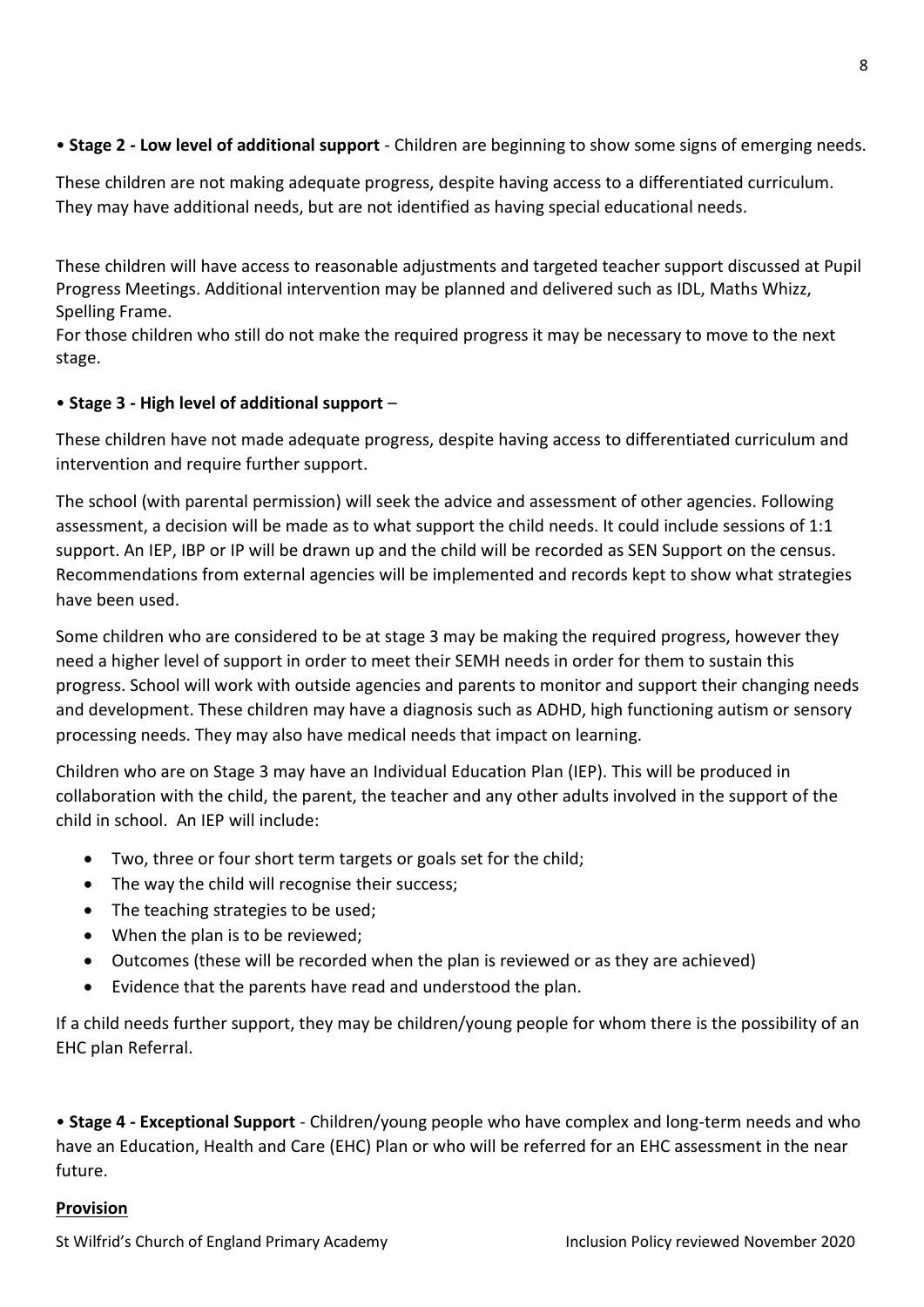• **Stage 2 - Low level of additional support** - Children are beginning to show some signs of emerging needs.

These children are not making adequate progress, despite having access to a differentiated curriculum. They may have additional needs, but are not identified as having special educational needs.

These children will have access to reasonable adjustments and targeted teacher support discussed at Pupil Progress Meetings. Additional intervention may be planned and delivered such as IDL, Maths Whizz, Spelling Frame.
For those children who still do not make the required progress it may be necessary to move to the next stage.

• **Stage 3 - High level of additional support** –

These children have not made adequate progress, despite having access to differentiated curriculum and intervention and require further support.

The school (with parental permission) will seek the advice and assessment of other agencies. Following assessment, a decision will be made as to what support the child needs. It could include sessions of 1:1 support. An IEP, IBP or IP will be drawn up and the child will be recorded as SEN Support on the census. Recommendations from external agencies will be implemented and records kept to show what strategies have been used.

Some children who are considered to be at stage 3 may be making the required progress, however they need a higher level of support in order to meet their SEMH needs in order for them to sustain this progress. School will work with outside agencies and parents to monitor and support their changing needs and development. These children may have a diagnosis such as ADHD, high functioning autism or sensory processing needs. They may also have medical needs that impact on learning.

Children who are on Stage 3 may have an Individual Education Plan (IEP). This will be produced in collaboration with the child, the parent, the teacher and any other adults involved in the support of the child in school. An IEP will include:

- Two, three or four short term targets or goals set for the child;
- The way the child will recognise their success;
- The teaching strategies to be used;
- When the plan is to be reviewed;
- Outcomes (these will be recorded when the plan is reviewed or as they are achieved)
- Evidence that the parents have read and understood the plan.

If a child needs further support, they may be children/young people for whom there is the possibility of an EHC plan Referral.

• **Stage 4 - Exceptional Support** - Children/young people who have complex and long-term needs and who have an Education, Health and Care (EHC) Plan or who will be referred for an EHC assessment in the near future.

**<u>Provision</u>**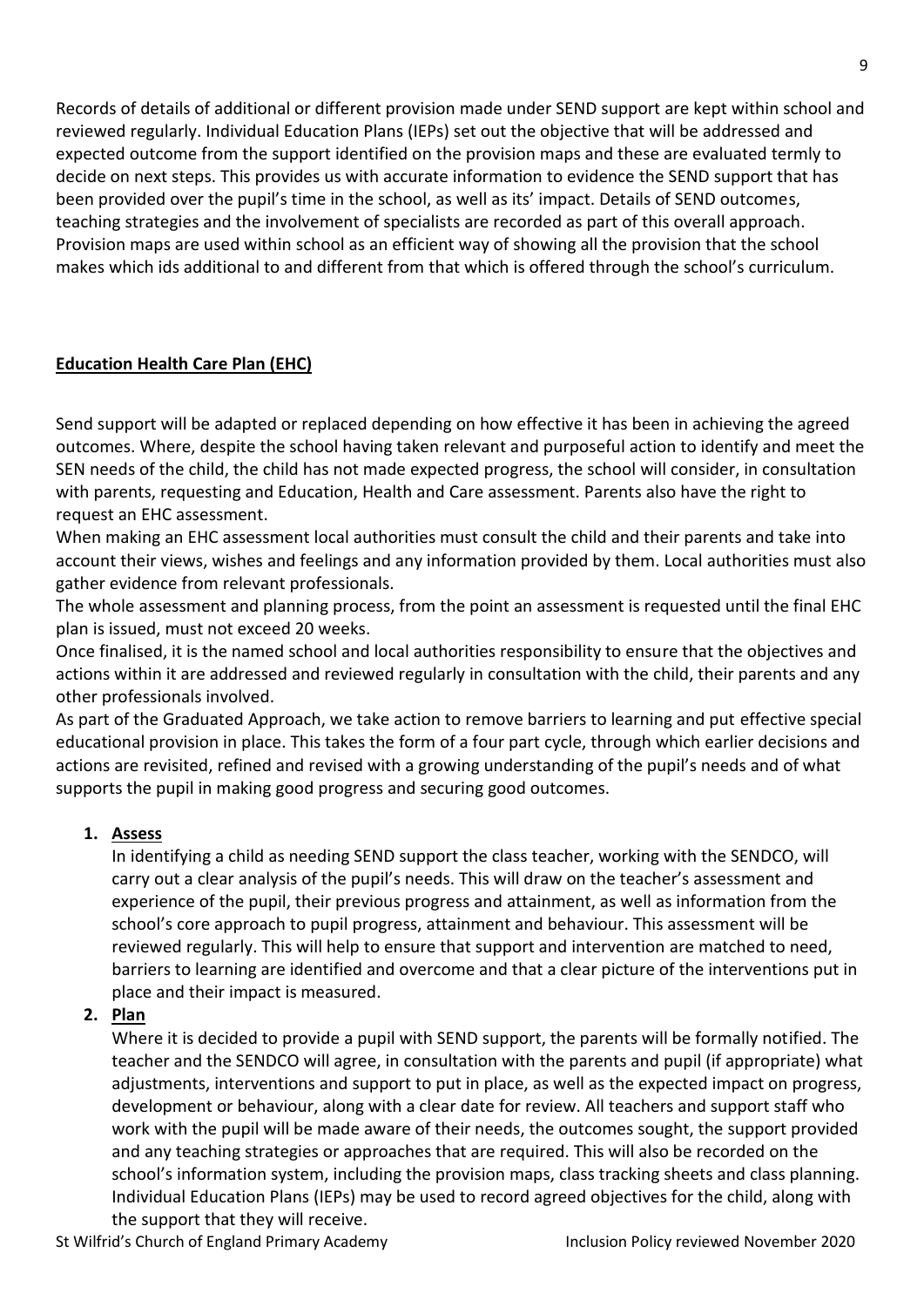Records of details of additional or different provision made under SEND support are kept within school and reviewed regularly. Individual Education Plans (IEPs) set out the objective that will be addressed and expected outcome from the support identified on the provision maps and these are evaluated termly to decide on next steps. This provides us with accurate information to evidence the SEND support that has been provided over the pupil's time in the school, as well as its' impact. Details of SEND outcomes, teaching strategies and the involvement of specialists are recorded as part of this overall approach. Provision maps are used within school as an efficient way of showing all the provision that the school makes which ids additional to and different from that which is offered through the school's curriculum.

## Education Health Care Plan (EHC)

Send support will be adapted or replaced depending on how effective it has been in achieving the agreed outcomes. Where, despite the school having taken relevant and purposeful action to identify and meet the SEN needs of the child, the child has not made expected progress, the school will consider, in consultation with parents, requesting and Education, Health and Care assessment. Parents also have the right to request an EHC assessment.

When making an EHC assessment local authorities must consult the child and their parents and take into account their views, wishes and feelings and any information provided by them. Local authorities must also gather evidence from relevant professionals.

The whole assessment and planning process, from the point an assessment is requested until the final EHC plan is issued, must not exceed 20 weeks.

Once finalised, it is the named school and local authorities responsibility to ensure that the objectives and actions within it are addressed and reviewed regularly in consultation with the child, their parents and any other professionals involved.

As part of the Graduated Approach, we take action to remove barriers to learning and put effective special educational provision in place. This takes the form of a four part cycle, through which earlier decisions and actions are revisited, refined and revised with a growing understanding of the pupil's needs and of what supports the pupil in making good progress and securing good outcomes.

1. **Assess**

   In identifying a child as needing SEND support the class teacher, working with the SENDCO, will carry out a clear analysis of the pupil's needs. This will draw on the teacher's assessment and experience of the pupil, their previous progress and attainment, as well as information from the school's core approach to pupil progress, attainment and behaviour. This assessment will be reviewed regularly. This will help to ensure that support and intervention are matched to need, barriers to learning are identified and overcome and that a clear picture of the interventions put in place and their impact is measured.

2. **Plan**

   Where it is decided to provide a pupil with SEND support, the parents will be formally notified. The teacher and the SENDCO will agree, in consultation with the parents and pupil (if appropriate) what adjustments, interventions and support to put in place, as well as the expected impact on progress, development or behaviour, along with a clear date for review. All teachers and support staff who work with the pupil will be made aware of their needs, the outcomes sought, the support provided and any teaching strategies or approaches that are required. This will also be recorded on the school's information system, including the provision maps, class tracking sheets and class planning. Individual Education Plans (IEPs) may be used to record agreed objectives for the child, along with the support that they will receive.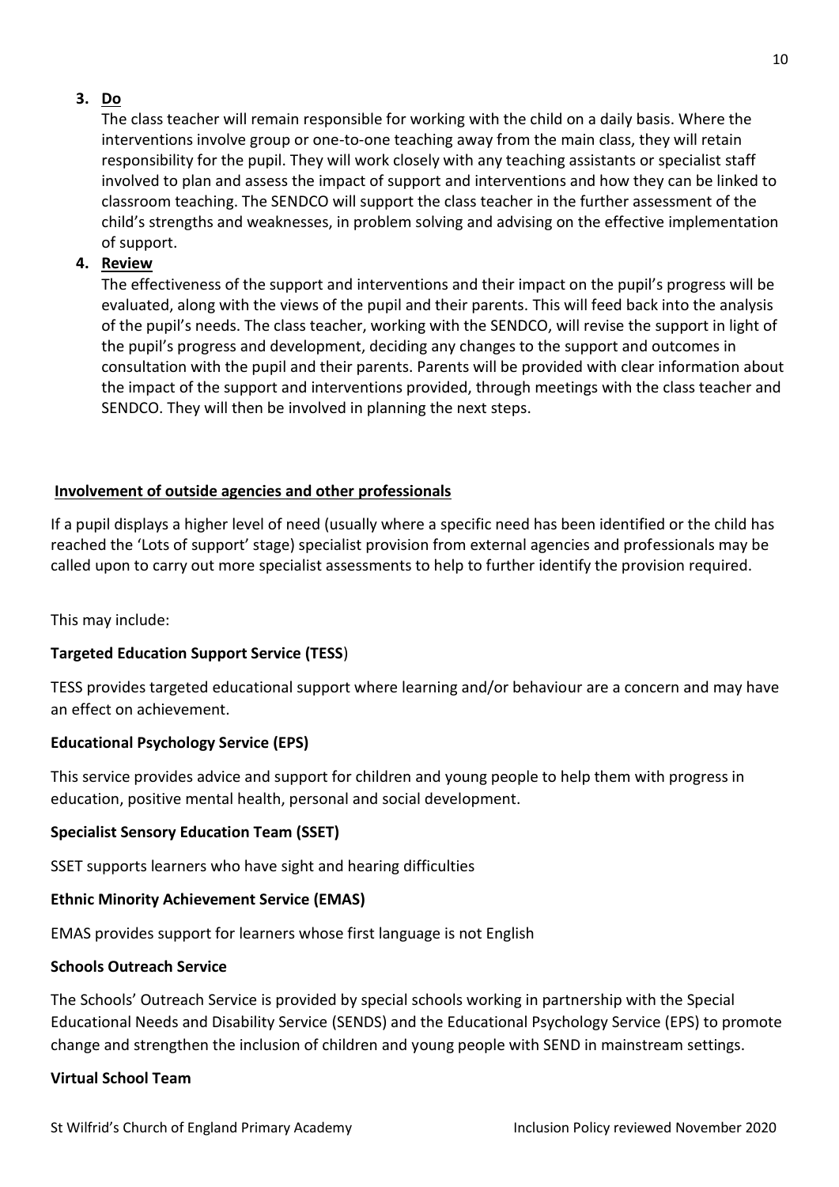3. **Do**

   The class teacher will remain responsible for working with the child on a daily basis. Where the interventions involve group or one-to-one teaching away from the main class, they will retain responsibility for the pupil. They will work closely with any teaching assistants or specialist staff involved to plan and assess the impact of support and interventions and how they can be linked to classroom teaching. The SENDCO will support the class teacher in the further assessment of the child's strengths and weaknesses, in problem solving and advising on the effective implementation of support.

4. **Review**

   The effectiveness of the support and interventions and their impact on the pupil's progress will be evaluated, along with the views of the pupil and their parents. This will feed back into the analysis of the pupil's needs. The class teacher, working with the SENDCO, will revise the support in light of the pupil's progress and development, deciding any changes to the support and outcomes in consultation with the pupil and their parents. Parents will be provided with clear information about the impact of the support and interventions provided, through meetings with the class teacher and SENDCO. They will then be involved in planning the next steps.

## Involvement of outside agencies and other professionals

If a pupil displays a higher level of need (usually where a specific need has been identified or the child has reached the 'Lots of support' stage) specialist provision from external agencies and professionals may be called upon to carry out more specialist assessments to help to further identify the provision required.

This may include:

**Targeted Education Support Service (TESS)**

TESS provides targeted educational support where learning and/or behaviour are a concern and may have an effect on achievement.

**Educational Psychology Service (EPS)**

This service provides advice and support for children and young people to help them with progress in education, positive mental health, personal and social development.

**Specialist Sensory Education Team (SSET)**

SSET supports learners who have sight and hearing difficulties

**Ethnic Minority Achievement Service (EMAS)**

EMAS provides support for learners whose first language is not English

**Schools Outreach Service**

The Schools' Outreach Service is provided by special schools working in partnership with the Special Educational Needs and Disability Service (SENDS) and the Educational Psychology Service (EPS) to promote change and strengthen the inclusion of children and young people with SEND in mainstream settings.

**Virtual School Team**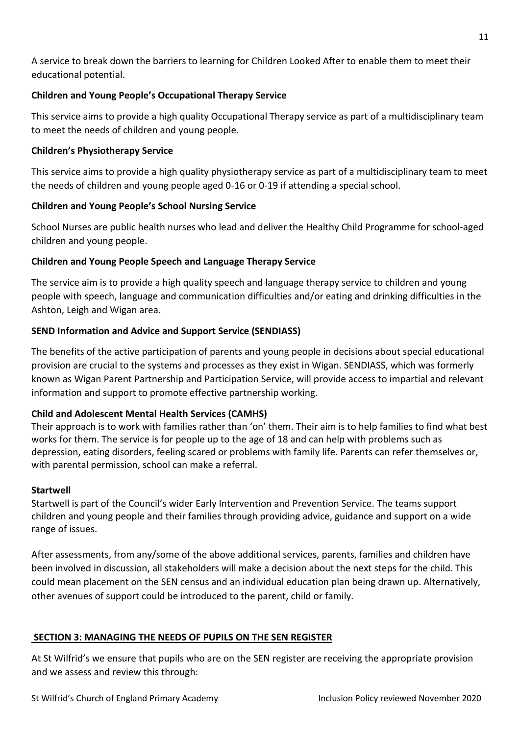A service to break down the barriers to learning for Children Looked After to enable them to meet their educational potential.

**Children and Young People's Occupational Therapy Service**

This service aims to provide a high quality Occupational Therapy service as part of a multidisciplinary team to meet the needs of children and young people.

**Children's Physiotherapy Service**

This service aims to provide a high quality physiotherapy service as part of a multidisciplinary team to meet the needs of children and young people aged 0-16 or 0-19 if attending a special school.

**Children and Young People's School Nursing Service**

School Nurses are public health nurses who lead and deliver the Healthy Child Programme for school-aged children and young people.

**Children and Young People Speech and Language Therapy Service**

The service aim is to provide a high quality speech and language therapy service to children and young people with speech, language and communication difficulties and/or eating and drinking difficulties in the Ashton, Leigh and Wigan area.

**SEND Information and Advice and Support Service (SENDIASS)**

The benefits of the active participation of parents and young people in decisions about special educational provision are crucial to the systems and processes as they exist in Wigan. SENDIASS, which was formerly known as Wigan Parent Partnership and Participation Service, will provide access to impartial and relevant information and support to promote effective partnership working.

**Child and Adolescent Mental Health Services (CAMHS)**

Their approach is to work with families rather than 'on' them. Their aim is to help families to find what best works for them. The service is for people up to the age of 18 and can help with problems such as depression, eating disorders, feeling scared or problems with family life. Parents can refer themselves or, with parental permission, school can make a referral.

**Startwell**

Startwell is part of the Council's wider Early Intervention and Prevention Service. The teams support children and young people and their families through providing advice, guidance and support on a wide range of issues.

After assessments, from any/some of the above additional services, parents, families and children have been involved in discussion, all stakeholders will make a decision about the next steps for the child. This could mean placement on the SEN census and an individual education plan being drawn up. Alternatively, other avenues of support could be introduced to the parent, child or family.

## SECTION 3: MANAGING THE NEEDS OF PUPILS ON THE SEN REGISTER

At St Wilfrid's we ensure that pupils who are on the SEN register are receiving the appropriate provision and we assess and review this through: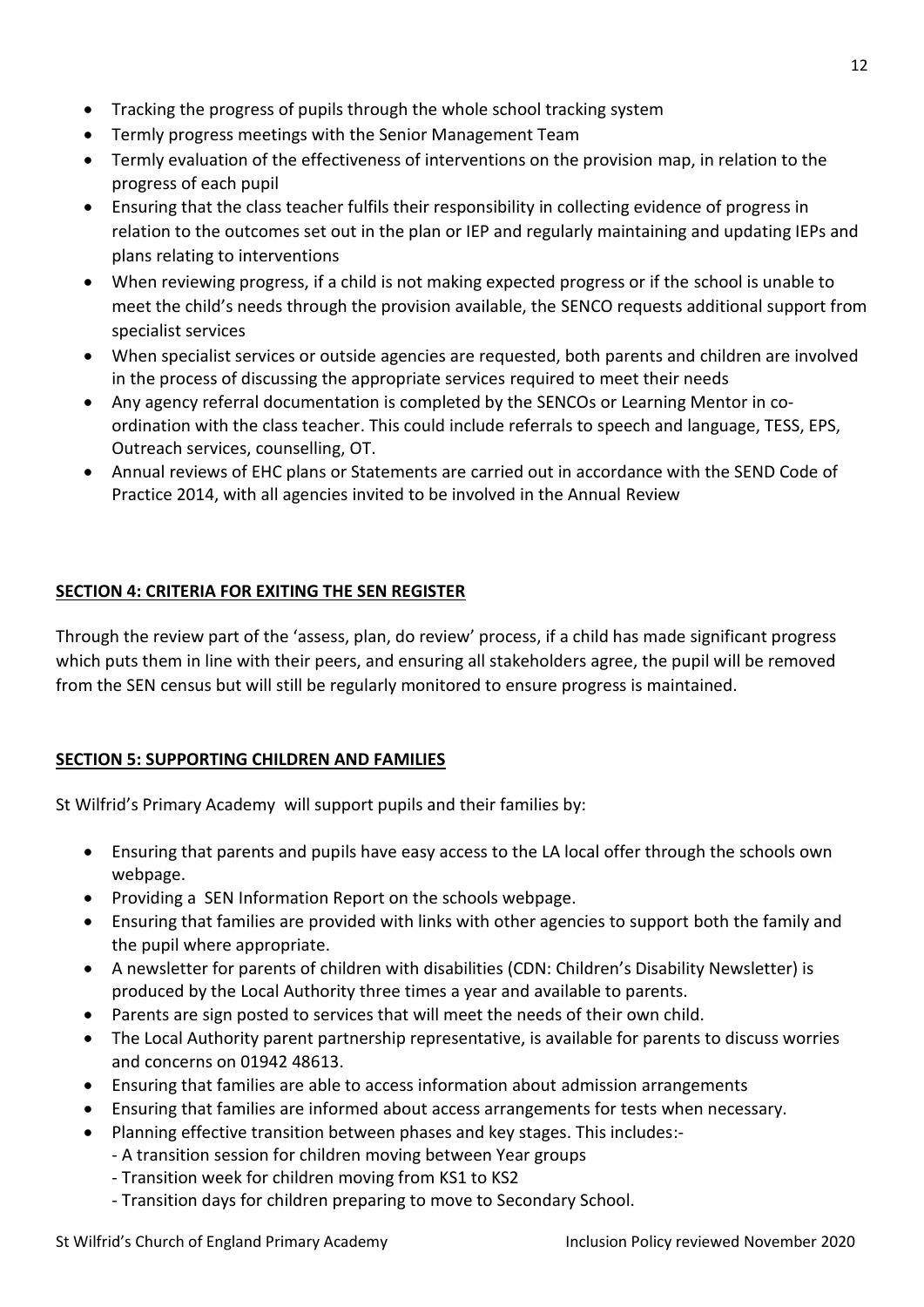- Tracking the progress of pupils through the whole school tracking system
- Termly progress meetings with the Senior Management Team
- Termly evaluation of the effectiveness of interventions on the provision map, in relation to the progress of each pupil
- Ensuring that the class teacher fulfils their responsibility in collecting evidence of progress in relation to the outcomes set out in the plan or IEP and regularly maintaining and updating IEPs and plans relating to interventions
- When reviewing progress, if a child is not making expected progress or if the school is unable to meet the child's needs through the provision available, the SENCO requests additional support from specialist services
- When specialist services or outside agencies are requested, both parents and children are involved in the process of discussing the appropriate services required to meet their needs
- Any agency referral documentation is completed by the SENCOs or Learning Mentor in co-ordination with the class teacher. This could include referrals to speech and language, TESS, EPS, Outreach services, counselling, OT.
- Annual reviews of EHC plans or Statements are carried out in accordance with the SEND Code of Practice 2014, with all agencies invited to be involved in the Annual Review

## SECTION 4: CRITERIA FOR EXITING THE SEN REGISTER

Through the review part of the 'assess, plan, do review' process, if a child has made significant progress which puts them in line with their peers, and ensuring all stakeholders agree, the pupil will be removed from the SEN census but will still be regularly monitored to ensure progress is maintained.

## SECTION 5: SUPPORTING CHILDREN AND FAMILIES

St Wilfrid's Primary Academy will support pupils and their families by:

- Ensuring that parents and pupils have easy access to the LA local offer through the schools own webpage.
- Providing a SEN Information Report on the schools webpage.
- Ensuring that families are provided with links with other agencies to support both the family and the pupil where appropriate.
- A newsletter for parents of children with disabilities (CDN: Children's Disability Newsletter) is produced by the Local Authority three times a year and available to parents.
- Parents are sign posted to services that will meet the needs of their own child.
- The Local Authority parent partnership representative, is available for parents to discuss worries and concerns on 01942 48613.
- Ensuring that families are able to access information about admission arrangements
- Ensuring that families are informed about access arrangements for tests when necessary.
- Planning effective transition between phases and key stages. This includes:-
  - A transition session for children moving between Year groups
  - Transition week for children moving from KS1 to KS2
  - Transition days for children preparing to move to Secondary School.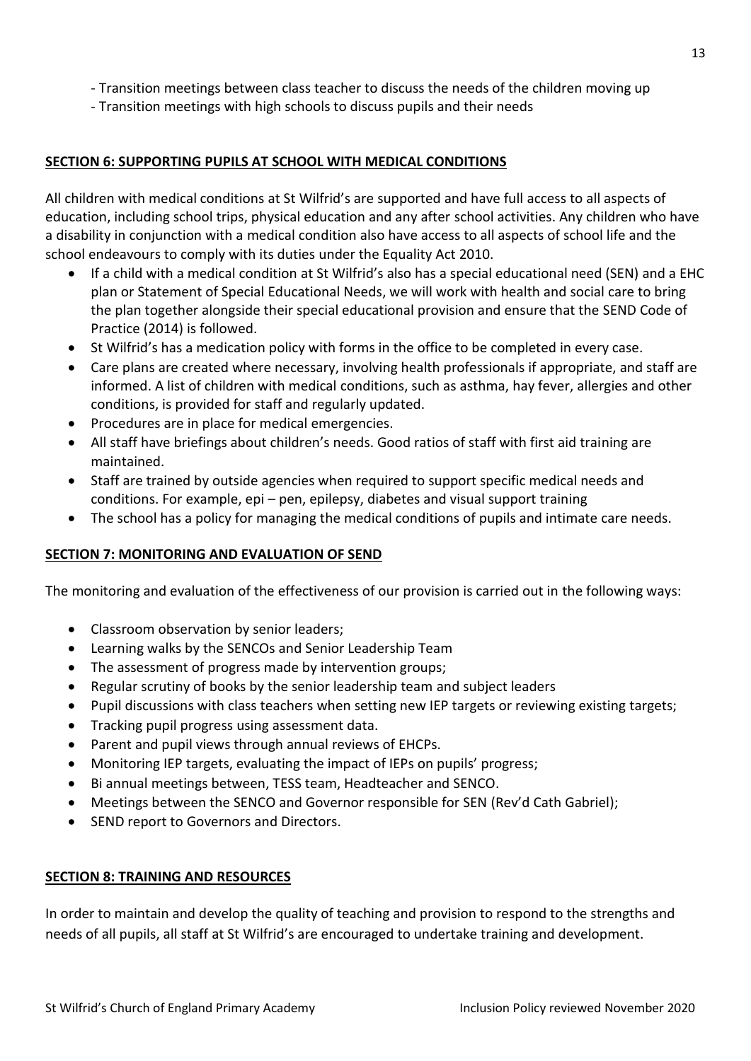- Transition meetings between class teacher to discuss the needs of the children moving up
- Transition meetings with high schools to discuss pupils and their needs

## SECTION 6: SUPPORTING PUPILS AT SCHOOL WITH MEDICAL CONDITIONS

All children with medical conditions at St Wilfrid's are supported and have full access to all aspects of education, including school trips, physical education and any after school activities. Any children who have a disability in conjunction with a medical condition also have access to all aspects of school life and the school endeavours to comply with its duties under the Equality Act 2010.

- If a child with a medical condition at St Wilfrid's also has a special educational need (SEN) and a EHC plan or Statement of Special Educational Needs, we will work with health and social care to bring the plan together alongside their special educational provision and ensure that the SEND Code of Practice (2014) is followed.
- St Wilfrid's has a medication policy with forms in the office to be completed in every case.
- Care plans are created where necessary, involving health professionals if appropriate, and staff are informed. A list of children with medical conditions, such as asthma, hay fever, allergies and other conditions, is provided for staff and regularly updated.
- Procedures are in place for medical emergencies.
- All staff have briefings about children's needs. Good ratios of staff with first aid training are maintained.
- Staff are trained by outside agencies when required to support specific medical needs and conditions. For example, epi – pen, epilepsy, diabetes and visual support training
- The school has a policy for managing the medical conditions of pupils and intimate care needs.

## SECTION 7: MONITORING AND EVALUATION OF SEND

The monitoring and evaluation of the effectiveness of our provision is carried out in the following ways:

- Classroom observation by senior leaders;
- Learning walks by the SENCOs and Senior Leadership Team
- The assessment of progress made by intervention groups;
- Regular scrutiny of books by the senior leadership team and subject leaders
- Pupil discussions with class teachers when setting new IEP targets or reviewing existing targets;
- Tracking pupil progress using assessment data.
- Parent and pupil views through annual reviews of EHCPs.
- Monitoring IEP targets, evaluating the impact of IEPs on pupils' progress;
- Bi annual meetings between, TESS team, Headteacher and SENCO.
- Meetings between the SENCO and Governor responsible for SEN (Rev'd Cath Gabriel);
- SEND report to Governors and Directors.

## SECTION 8: TRAINING AND RESOURCES

In order to maintain and develop the quality of teaching and provision to respond to the strengths and needs of all pupils, all staff at St Wilfrid's are encouraged to undertake training and development.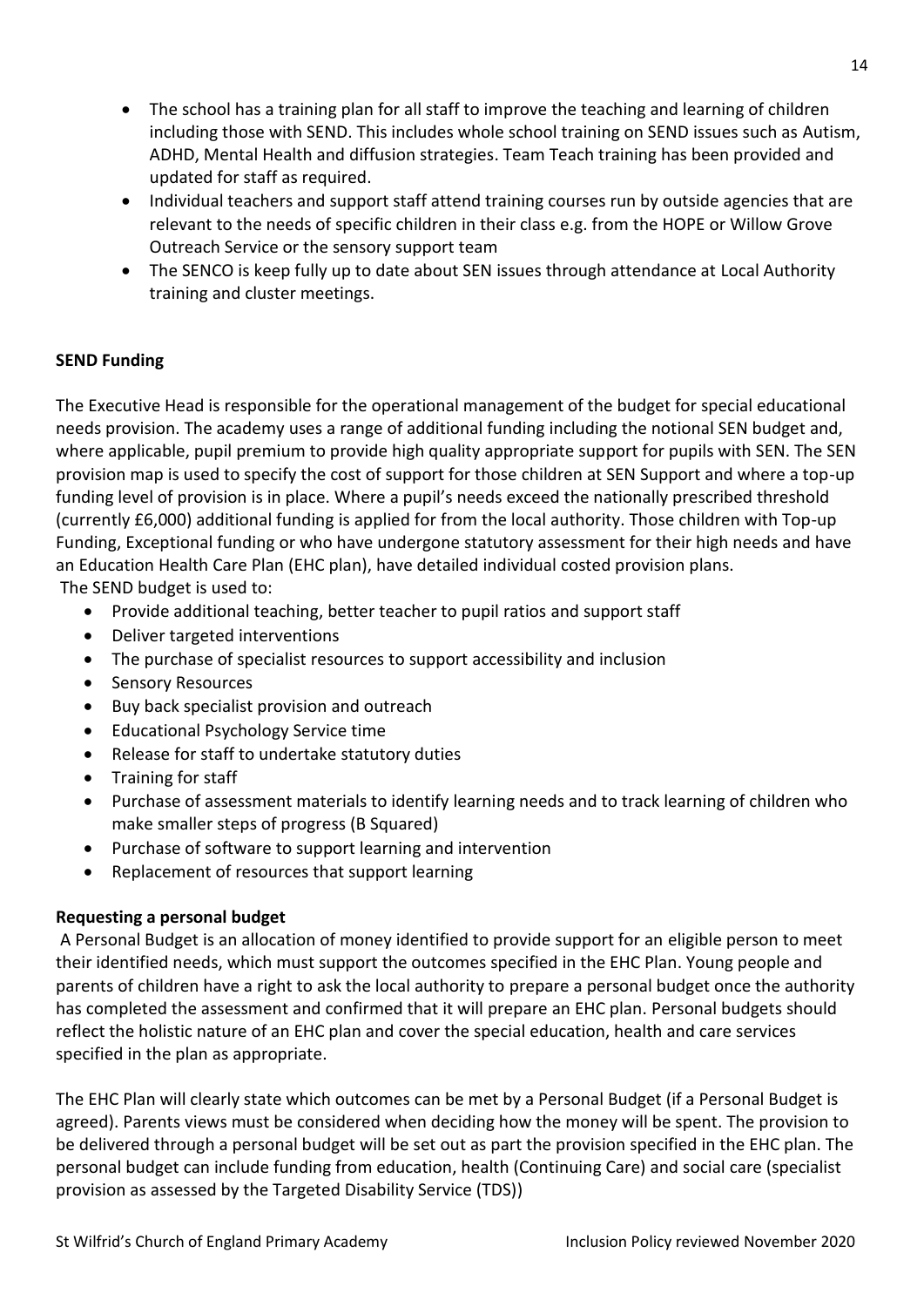- The school has a training plan for all staff to improve the teaching and learning of children including those with SEND. This includes whole school training on SEND issues such as Autism, ADHD, Mental Health and diffusion strategies. Team Teach training has been provided and updated for staff as required.
- Individual teachers and support staff attend training courses run by outside agencies that are relevant to the needs of specific children in their class e.g. from the HOPE or Willow Grove Outreach Service or the sensory support team
- The SENCO is keep fully up to date about SEN issues through attendance at Local Authority training and cluster meetings.

**SEND Funding**

The Executive Head is responsible for the operational management of the budget for special educational needs provision. The academy uses a range of additional funding including the notional SEN budget and, where applicable, pupil premium to provide high quality appropriate support for pupils with SEN. The SEN provision map is used to specify the cost of support for those children at SEN Support and where a top-up funding level of provision is in place. Where a pupil's needs exceed the nationally prescribed threshold (currently £6,000) additional funding is applied for from the local authority. Those children with Top-up Funding, Exceptional funding or who have undergone statutory assessment for their high needs and have an Education Health Care Plan (EHC plan), have detailed individual costed provision plans.

The SEND budget is used to:

- Provide additional teaching, better teacher to pupil ratios and support staff
- Deliver targeted interventions
- The purchase of specialist resources to support accessibility and inclusion
- Sensory Resources
- Buy back specialist provision and outreach
- Educational Psychology Service time
- Release for staff to undertake statutory duties
- Training for staff
- Purchase of assessment materials to identify learning needs and to track learning of children who make smaller steps of progress (B Squared)
- Purchase of software to support learning and intervention
- Replacement of resources that support learning

**Requesting a personal budget**

A Personal Budget is an allocation of money identified to provide support for an eligible person to meet their identified needs, which must support the outcomes specified in the EHC Plan. Young people and parents of children have a right to ask the local authority to prepare a personal budget once the authority has completed the assessment and confirmed that it will prepare an EHC plan. Personal budgets should reflect the holistic nature of an EHC plan and cover the special education, health and care services specified in the plan as appropriate.

The EHC Plan will clearly state which outcomes can be met by a Personal Budget (if a Personal Budget is agreed). Parents views must be considered when deciding how the money will be spent. The provision to be delivered through a personal budget will be set out as part the provision specified in the EHC plan. The personal budget can include funding from education, health (Continuing Care) and social care (specialist provision as assessed by the Targeted Disability Service (TDS))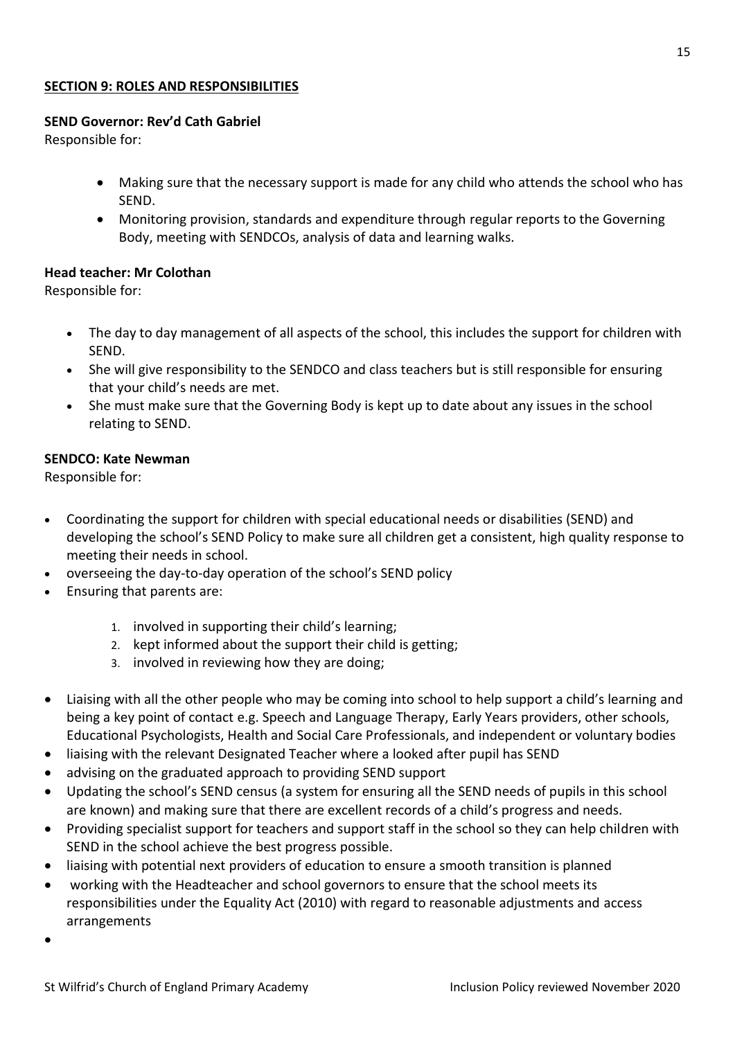## SECTION 9: ROLES AND RESPONSIBILITIES

**SEND Governor: Rev'd Cath Gabriel**

Responsible for:

- Making sure that the necessary support is made for any child who attends the school who has SEND.
- Monitoring provision, standards and expenditure through regular reports to the Governing Body, meeting with SENDCOs, analysis of data and learning walks.

**Head teacher: Mr Colothan**

Responsible for:

- The day to day management of all aspects of the school, this includes the support for children with SEND.
- She will give responsibility to the SENDCO and class teachers but is still responsible for ensuring that your child's needs are met.
- She must make sure that the Governing Body is kept up to date about any issues in the school relating to SEND.

**SENDCO: Kate Newman**

Responsible for:

- Coordinating the support for children with special educational needs or disabilities (SEND) and developing the school's SEND Policy to make sure all children get a consistent, high quality response to meeting their needs in school.
- overseeing the day-to-day operation of the school's SEND policy
- Ensuring that parents are:
    1. involved in supporting their child's learning;
    2. kept informed about the support their child is getting;
    3. involved in reviewing how they are doing;
- Liaising with all the other people who may be coming into school to help support a child's learning and being a key point of contact e.g. Speech and Language Therapy, Early Years providers, other schools, Educational Psychologists, Health and Social Care Professionals, and independent or voluntary bodies
- liaising with the relevant Designated Teacher where a looked after pupil has SEND
- advising on the graduated approach to providing SEND support
- Updating the school's SEND census (a system for ensuring all the SEND needs of pupils in this school are known) and making sure that there are excellent records of a child's progress and needs.
- Providing specialist support for teachers and support staff in the school so they can help children with SEND in the school achieve the best progress possible.
- liaising with potential next providers of education to ensure a smooth transition is planned
- working with the Headteacher and school governors to ensure that the school meets its responsibilities under the Equality Act (2010) with regard to reasonable adjustments and access arrangements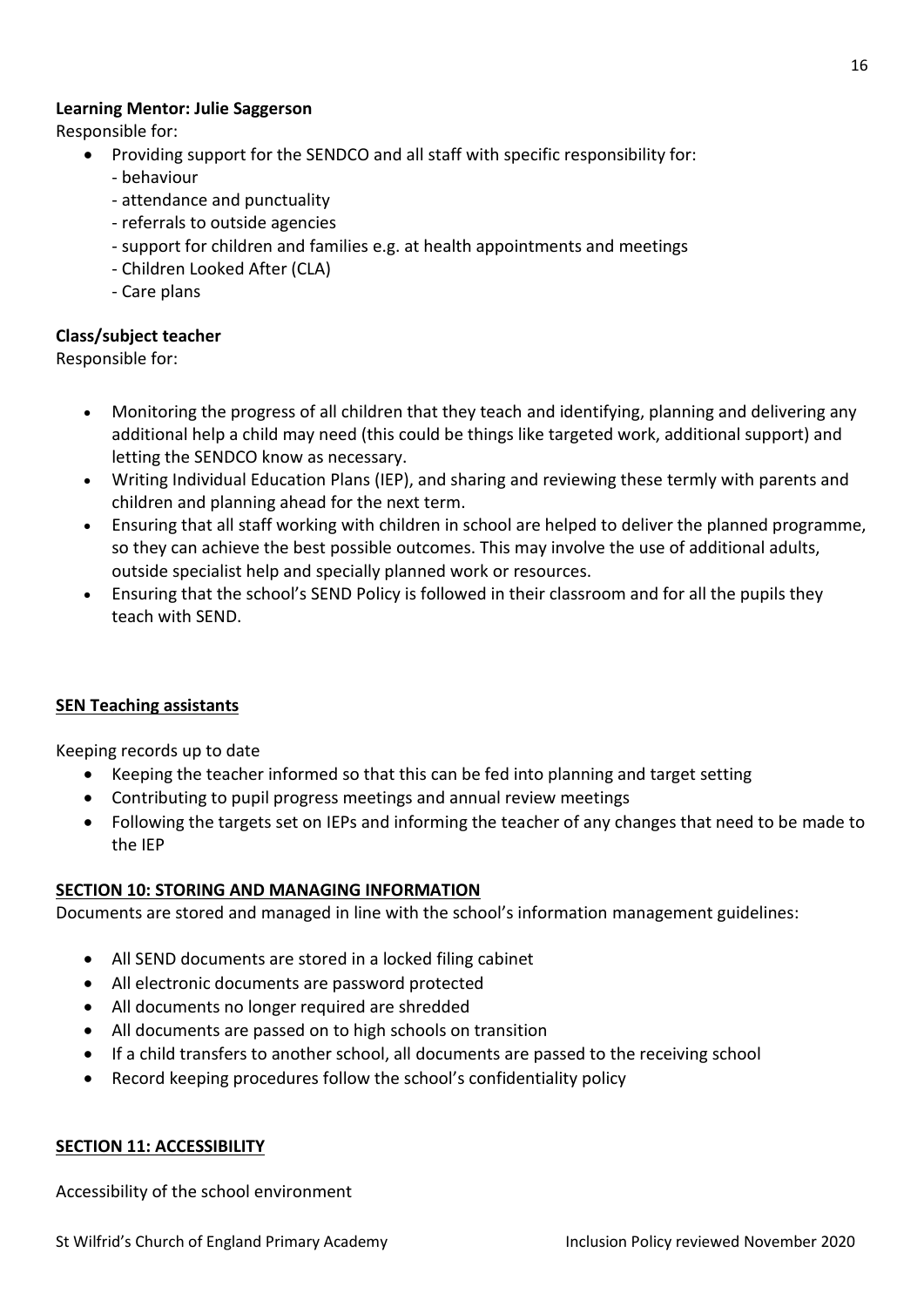**Learning Mentor: Julie Saggerson**

Responsible for:

- Providing support for the SENDCO and all staff with specific responsibility for:
  - behaviour
  - attendance and punctuality
  - referrals to outside agencies
  - support for children and families e.g. at health appointments and meetings
  - Children Looked After (CLA)
  - Care plans

**Class/subject teacher**

Responsible for:

- Monitoring the progress of all children that they teach and identifying, planning and delivering any additional help a child may need (this could be things like targeted work, additional support) and letting the SENDCO know as necessary.
- Writing Individual Education Plans (IEP), and sharing and reviewing these termly with parents and children and planning ahead for the next term.
- Ensuring that all staff working with children in school are helped to deliver the planned programme, so they can achieve the best possible outcomes. This may involve the use of additional adults, outside specialist help and specially planned work or resources.
- Ensuring that the school's SEND Policy is followed in their classroom and for all the pupils they teach with SEND.

**SEN Teaching assistants**

Keeping records up to date

- Keeping the teacher informed so that this can be fed into planning and target setting
- Contributing to pupil progress meetings and annual review meetings
- Following the targets set on IEPs and informing the teacher of any changes that need to be made to the IEP

## SECTION 10: STORING AND MANAGING INFORMATION

Documents are stored and managed in line with the school's information management guidelines:

- All SEND documents are stored in a locked filing cabinet
- All electronic documents are password protected
- All documents no longer required are shredded
- All documents are passed on to high schools on transition
- If a child transfers to another school, all documents are passed to the receiving school
- Record keeping procedures follow the school's confidentiality policy

## SECTION 11: ACCESSIBILITY

Accessibility of the school environment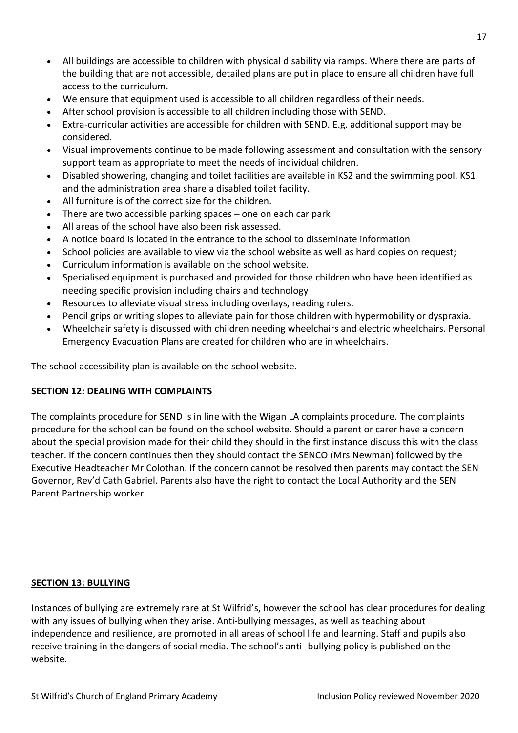- All buildings are accessible to children with physical disability via ramps. Where there are parts of the building that are not accessible, detailed plans are put in place to ensure all children have full access to the curriculum.
- We ensure that equipment used is accessible to all children regardless of their needs.
- After school provision is accessible to all children including those with SEND.
- Extra-curricular activities are accessible for children with SEND. E.g. additional support may be considered.
- Visual improvements continue to be made following assessment and consultation with the sensory support team as appropriate to meet the needs of individual children.
- Disabled showering, changing and toilet facilities are available in KS2 and the swimming pool. KS1 and the administration area share a disabled toilet facility.
- All furniture is of the correct size for the children.
- There are two accessible parking spaces – one on each car park
- All areas of the school have also been risk assessed.
- A notice board is located in the entrance to the school to disseminate information
- School policies are available to view via the school website as well as hard copies on request;
- Curriculum information is available on the school website.
- Specialised equipment is purchased and provided for those children who have been identified as needing specific provision including chairs and technology
- Resources to alleviate visual stress including overlays, reading rulers.
- Pencil grips or writing slopes to alleviate pain for those children with hypermobility or dyspraxia.
- Wheelchair safety is discussed with children needing wheelchairs and electric wheelchairs. Personal Emergency Evacuation Plans are created for children who are in wheelchairs.

The school accessibility plan is available on the school website.

## SECTION 12: DEALING WITH COMPLAINTS

The complaints procedure for SEND is in line with the Wigan LA complaints procedure. The complaints procedure for the school can be found on the school website. Should a parent or carer have a concern about the special provision made for their child they should in the first instance discuss this with the class teacher. If the concern continues then they should contact the SENCO (Mrs Newman) followed by the Executive Headteacher Mr Colothan. If the concern cannot be resolved then parents may contact the SEN Governor, Rev'd Cath Gabriel. Parents also have the right to contact the Local Authority and the SEN Parent Partnership worker.

## SECTION 13: BULLYING

Instances of bullying are extremely rare at St Wilfrid's, however the school has clear procedures for dealing with any issues of bullying when they arise. Anti-bullying messages, as well as teaching about independence and resilience, are promoted in all areas of school life and learning. Staff and pupils also receive training in the dangers of social media. The school's anti- bullying policy is published on the website.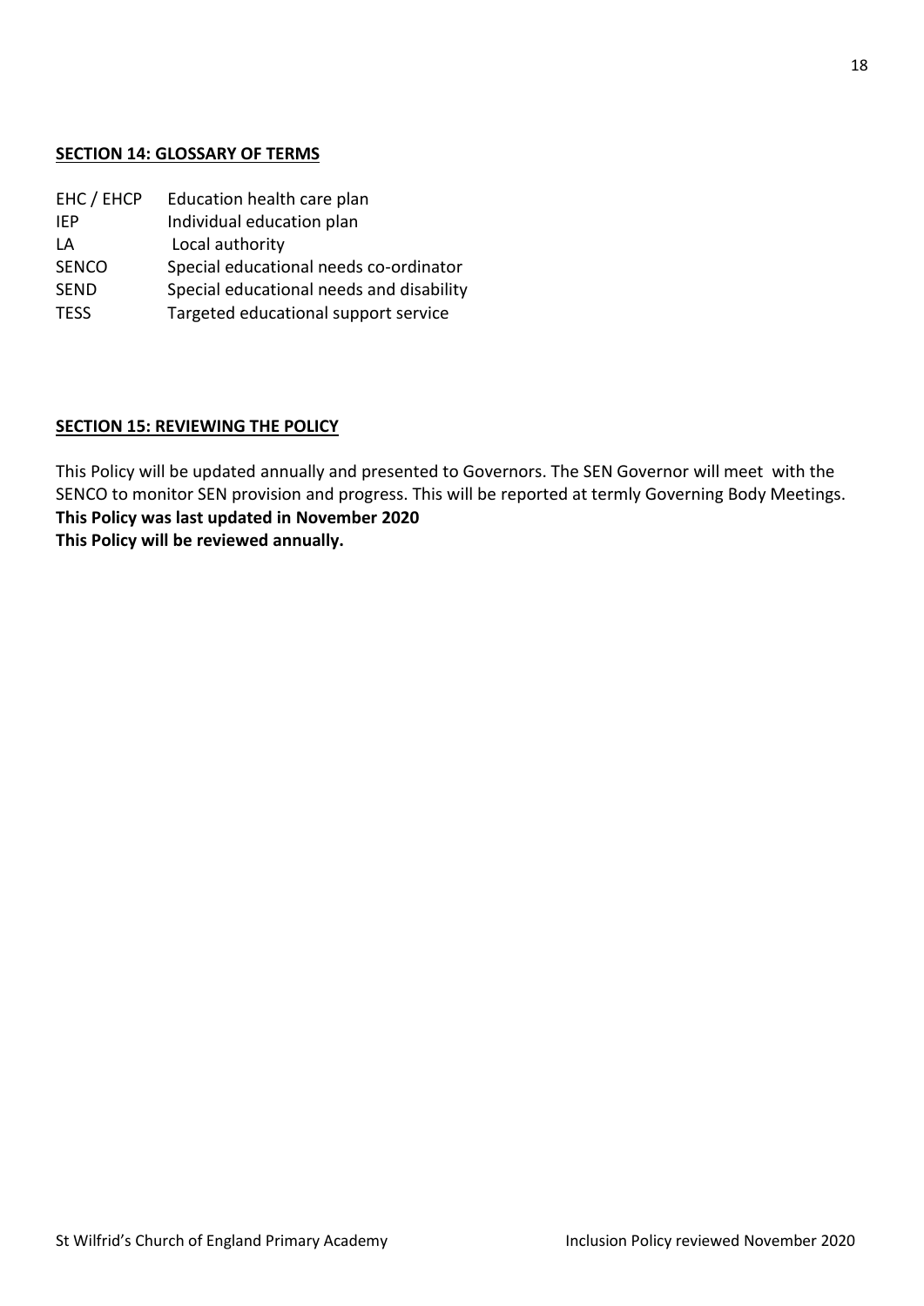## SECTION 14: GLOSSARY OF TERMS

| | |
|---|---|
| EHC / EHCP | Education health care plan |
| IEP | Individual education plan |
| LA | Local authority |
| SENCO | Special educational needs co-ordinator |
| SEND | Special educational needs and disability |
| TESS | Targeted educational support service |

## SECTION 15: REVIEWING THE POLICY

This Policy will be updated annually and presented to Governors. The SEN Governor will meet with the SENCO to monitor SEN provision and progress. This will be reported at termly Governing Body Meetings.
**This Policy was last updated in November 2020**
**This Policy will be reviewed annually.**